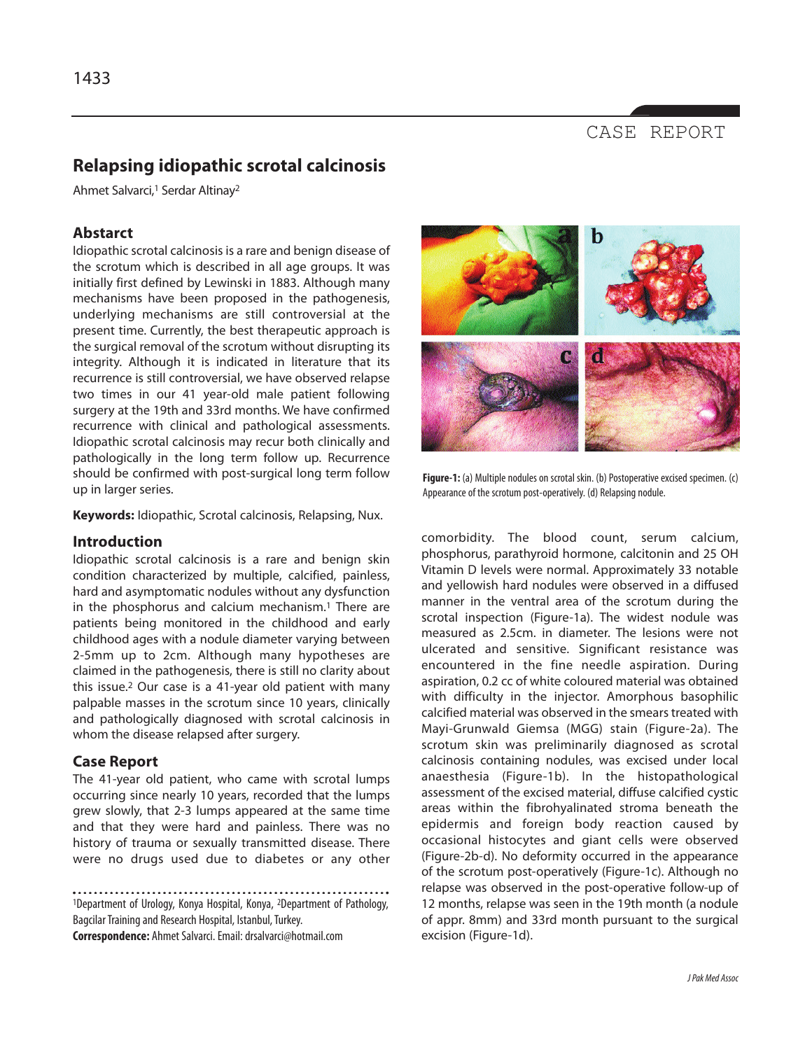CASE REPORT

# Relapsing idiopathic scrotal calcinosis

Ahmet Salvarci,[1] Serdar Altinay[2]

## Abstract

Idiopathic scrotal calcinosis is a rare and benign disease of the scrotum which is described in all age groups. It was initially first defined by Lewinski in 1883. Although many mechanisms have been proposed in the pathogenesis, underlying mechanisms are still controversial at the present time. Currently, the best therapeutic approach is the surgical removal of the scrotum without disrupting its integrity. Although it is indicated in literature that its recurrence is still controversial, we have observed relapse two times in our 41 year-old male patient following surgery at the 19th and 33rd months. We have confirmed recurrence with clinical and pathological assessments. Idiopathic scrotal calcinosis may recur both clinically and pathologically in the long term follow up. Recurrence should be confirmed with post-surgical long term follow up in larger series.

**Keywords:** Idiopathic, Scrotal calcinosis, Relapsing, Nux.

## Introduction

Idiopathic scrotal calcinosis is a rare and benign skin condition characterized by multiple, calcified, painless, hard and asymptomatic nodules without any dysfunction in the phosphorus and calcium mechanism.[1] There are patients being monitored in the childhood and early childhood ages with a nodule diameter varying between 2-5mm up to 2cm. Although many hypotheses are claimed in the pathogenesis, there is still no clarity about this issue.[2] Our case is a 41-year old patient with many palpable masses in the scrotum since 10 years, clinically and pathologically diagnosed with scrotal calcinosis in whom the disease relapsed after surgery.

## Case Report

The 41-year old patient, who came with scrotal lumps occurring since nearly 10 years, recorded that the lumps grew slowly, that 2-3 lumps appeared at the same time and that they were hard and painless. There was no history of trauma or sexually transmitted disease. There were no drugs used due to diabetes or any other comorbidity. The blood count, serum calcium, phosphorus, parathyroid hormone, calcitonin and 25 OH Vitamin D levels were normal. Approximately 33 notable and yellowish hard nodules were observed in a diffused manner in the ventral area of the scrotum during the scrotal inspection (Figure-1a). The widest nodule was measured as 2.5cm. in diameter. The lesions were not ulcerated and sensitive. Significant resistance was encountered in the fine needle aspiration. During aspiration, 0.2 cc of white coloured material was obtained with difficulty in the injector. Amorphous basophilic calcified material was observed in the smears treated with Mayi-Grunwald Giemsa (MGG) stain (Figure-2a). The scrotum skin was preliminarily diagnosed as scrotal calcinosis containing nodules, was excised under local anaesthesia (Figure-1b). In the histopathological assessment of the excised material, diffuse calcified cystic areas within the fibrohyalinated stroma beneath the epidermis and foreign body reaction caused by occasional histocytes and giant cells were observed (Figure-2b-d). No deformity occurred in the appearance of the scrotum post-operatively (Figure-1c). Although no relapse was observed in the post-operative follow-up of 12 months, relapse was seen in the 19th month (a nodule of appr. 8mm) and 33rd month pursuant to the surgical excision (Figure-1d).

**Figure-1:** (a) Multiple nodules on scrotal skin. (b) Postoperative excised specimen. (c) Appearance of the scrotum post-operatively. (d) Relapsing nodule.

---

[1]Department of Urology, Konya Hospital, Konya, [2]Department of Pathology, Bagcilar Training and Research Hospital, Istanbul, Turkey.

**Correspondence:** Ahmet Salvarci. Email: drsalvarci@hotmail.com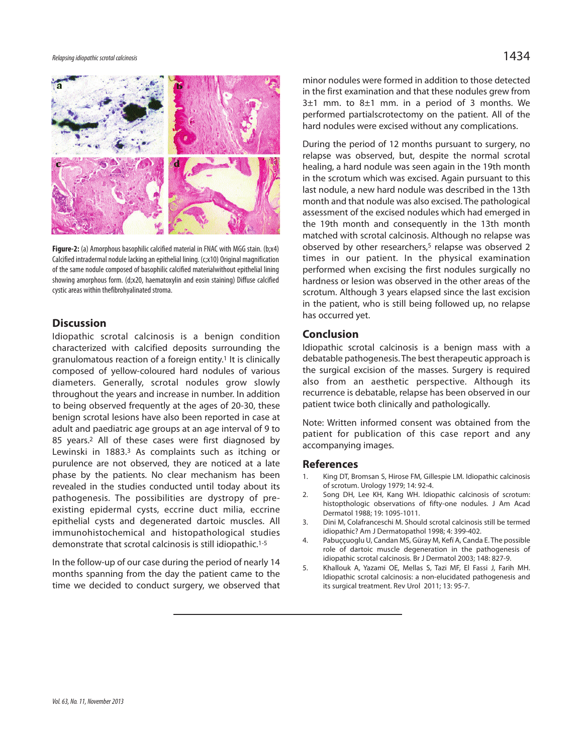**Figure-2:** (a) Amorphous basophilic calcified material in FNAC with MGG stain. (b;x4) Calcified intradermal nodule lacking an epithelial lining. (c;x10) Original magnification of the same nodule composed of basophilic calcified materialwithout epithelial lining showing amorphous form. (d;x20, haematoxylin and eosin staining) Diffuse calcified cystic areas within thefibrohyalinated stroma.

## Discussion

Idiopathic scrotal calcinosis is a benign condition characterized with calcified deposits surrounding the granulomatous reaction of a foreign entity.[1] It is clinically composed of yellow-coloured hard nodules of various diameters. Generally, scrotal nodules grow slowly throughout the years and increase in number. In addition to being observed frequently at the ages of 20-30, these benign scrotal lesions have also been reported in case at adult and paediatric age groups at an age interval of 9 to 85 years.[2] All of these cases were first diagnosed by Lewinski in 1883.[3] As complaints such as itching or purulence are not observed, they are noticed at a late phase by the patients. No clear mechanism has been revealed in the studies conducted until today about its pathogenesis. The possibilities are dystropy of pre-existing epidermal cysts, eccrine duct milia, eccrine epithelial cysts and degenerated dartoic muscles. All immunohistochemical and histopathological studies demonstrate that scrotal calcinosis is still idiopathic.[1-5]

In the follow-up of our case during the period of nearly 14 months spanning from the day the patient came to the time we decided to conduct surgery, we observed that minor nodules were formed in addition to those detected in the first examination and that these nodules grew from 3±1 mm. to 8±1 mm. in a period of 3 months. We performed partialscrotectomy on the patient. All of the hard nodules were excised without any complications.

During the period of 12 months pursuant to surgery, no relapse was observed, but, despite the normal scrotal healing, a hard nodule was seen again in the 19th month in the scrotum which was excised. Again pursuant to this last nodule, a new hard nodule was described in the 13th month and that nodule was also excised. The pathological assessment of the excised nodules which had emerged in the 19th month and consequently in the 13th month matched with scrotal calcinosis. Although no relapse was observed by other researchers,[5] relapse was observed 2 times in our patient. In the physical examination performed when excising the first nodules surgically no hardness or lesion was observed in the other areas of the scrotum. Although 3 years elapsed since the last excision in the patient, who is still being followed up, no relapse has occurred yet.

## Conclusion

Idiopathic scrotal calcinosis is a benign mass with a debatable pathogenesis. The best therapeutic approach is the surgical excision of the masses. Surgery is required also from an aesthetic perspective. Although its recurrence is debatable, relapse has been observed in our patient twice both clinically and pathologically.

Note: Written informed consent was obtained from the patient for publication of this case report and any accompanying images.

## References

1. King DT, Bromsan S, Hirose FM, Gillespie LM. Idiopathic calcinosis of scrotum. Urology 1979; 14: 92-4.
2. Song DH, Lee KH, Kang WH. Idiopathic calcinosis of scrotum: histopthologic observations of fifty-one nodules. J Am Acad Dermatol 1988; 19: 1095-1011.
3. Dini M, Colafranceschi M. Should scrotal calcinosis still be termed idiopathic? Am J Dermatopathol 1998; 4: 399-402.
4. Pabuççuoglu U, Candan MS, Güray M, Kefi A, Canda E. The possible role of dartoic muscle degeneration in the pathogenesis of idiopathic scrotal calcinosis. Br J Dermatol 2003; 148: 827-9.
5. Khallouk A, Yazami OE, Mellas S, Tazi MF, El Fassi J, Farih MH. Idiopathic scrotal calcinosis: a non-elucidated pathogenesis and its surgical treatment. Rev Urol 2011; 13: 95-7.